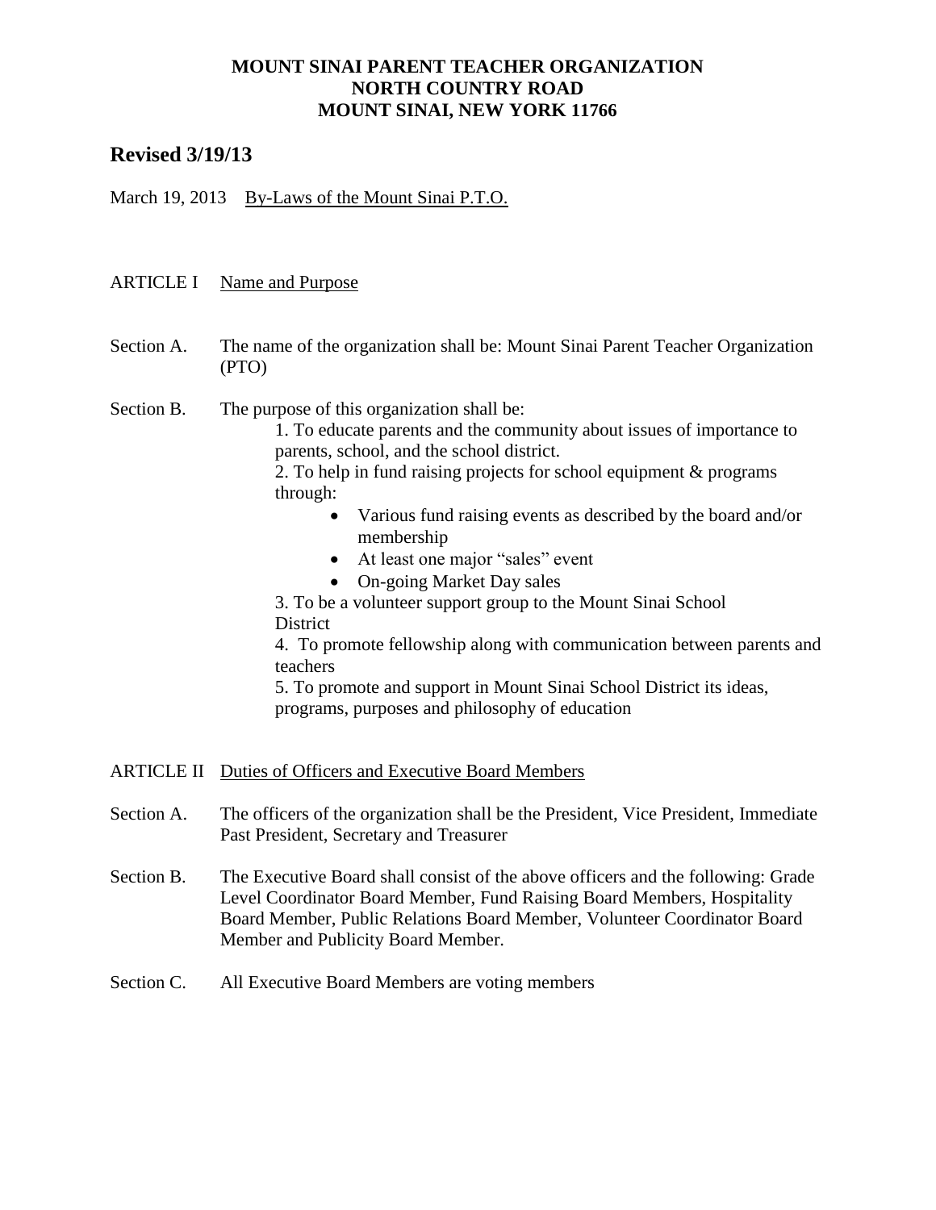**MOUNT SINAI PARENT TEACHER ORGANIZATION**
**NORTH COUNTRY ROAD**
**MOUNT SINAI, NEW YORK 11766**

## Revised 3/19/13

March 19, 2013 By-Laws of the Mount Sinai P.T.O.

ARTICLE I Name and Purpose

Section A. The name of the organization shall be: Mount Sinai Parent Teacher Organization (PTO)

Section B. The purpose of this organization shall be:

1. To educate parents and the community about issues of importance to parents, school, and the school district.
2. To help in fund raising projects for school equipment & programs through:
   - Various fund raising events as described by the board and/or membership
   - At least one major "sales" event
   - On-going Market Day sales
3. To be a volunteer support group to the Mount Sinai School District
4. To promote fellowship along with communication between parents and teachers
5. To promote and support in Mount Sinai School District its ideas, programs, purposes and philosophy of education

ARTICLE II Duties of Officers and Executive Board Members

Section A. The officers of the organization shall be the President, Vice President, Immediate Past President, Secretary and Treasurer

Section B. The Executive Board shall consist of the above officers and the following: Grade Level Coordinator Board Member, Fund Raising Board Members, Hospitality Board Member, Public Relations Board Member, Volunteer Coordinator Board Member and Publicity Board Member.

Section C. All Executive Board Members are voting members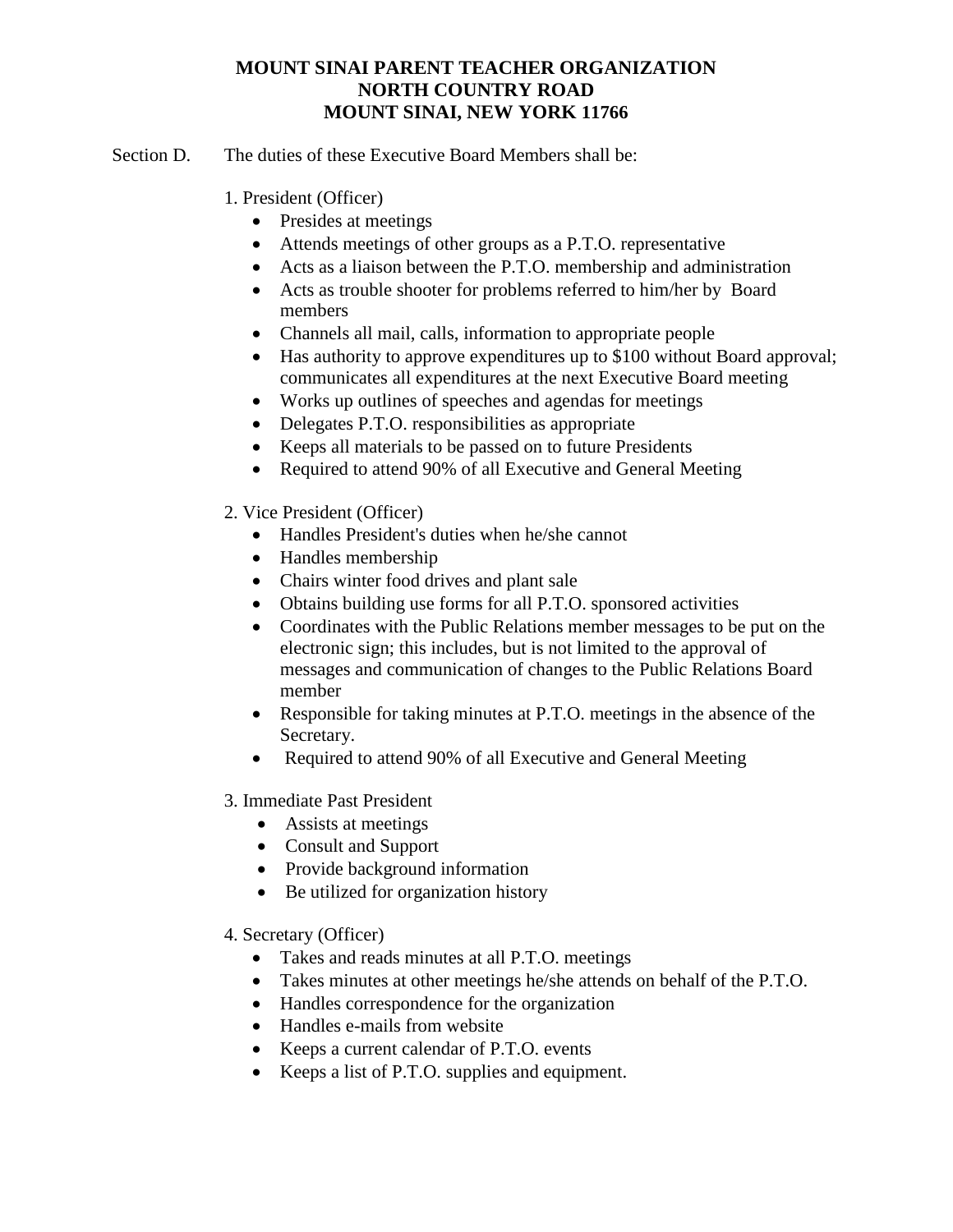**MOUNT SINAI PARENT TEACHER ORGANIZATION**
**NORTH COUNTRY ROAD**
**MOUNT SINAI, NEW YORK 11766**

Section D. The duties of these Executive Board Members shall be:

1. President (Officer)
   - Presides at meetings
   - Attends meetings of other groups as a P.T.O. representative
   - Acts as a liaison between the P.T.O. membership and administration
   - Acts as trouble shooter for problems referred to him/her by Board members
   - Channels all mail, calls, information to appropriate people
   - Has authority to approve expenditures up to $100 without Board approval; communicates all expenditures at the next Executive Board meeting
   - Works up outlines of speeches and agendas for meetings
   - Delegates P.T.O. responsibilities as appropriate
   - Keeps all materials to be passed on to future Presidents
   - Required to attend 90% of all Executive and General Meeting

2. Vice President (Officer)
   - Handles President's duties when he/she cannot
   - Handles membership
   - Chairs winter food drives and plant sale
   - Obtains building use forms for all P.T.O. sponsored activities
   - Coordinates with the Public Relations member messages to be put on the electronic sign; this includes, but is not limited to the approval of messages and communication of changes to the Public Relations Board member
   - Responsible for taking minutes at P.T.O. meetings in the absence of the Secretary.
   - Required to attend 90% of all Executive and General Meeting

3. Immediate Past President
   - Assists at meetings
   - Consult and Support
   - Provide background information
   - Be utilized for organization history

4. Secretary (Officer)
   - Takes and reads minutes at all P.T.O. meetings
   - Takes minutes at other meetings he/she attends on behalf of the P.T.O.
   - Handles correspondence for the organization
   - Handles e-mails from website
   - Keeps a current calendar of P.T.O. events
   - Keeps a list of P.T.O. supplies and equipment.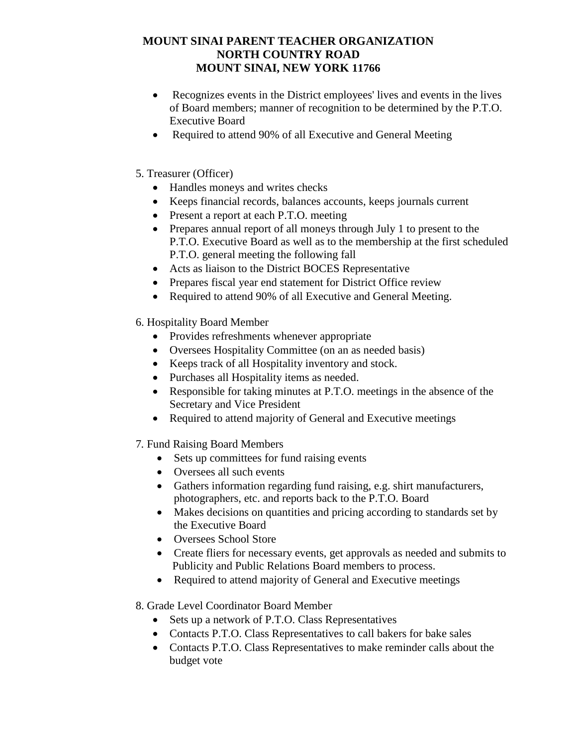**MOUNT SINAI PARENT TEACHER ORGANIZATION**
**NORTH COUNTRY ROAD**
**MOUNT SINAI, NEW YORK 11766**

- Recognizes events in the District employees' lives and events in the lives of Board members; manner of recognition to be determined by the P.T.O. Executive Board
- Required to attend 90% of all Executive and General Meeting

5. Treasurer (Officer)
    - Handles moneys and writes checks
    - Keeps financial records, balances accounts, keeps journals current
    - Present a report at each P.T.O. meeting
    - Prepares annual report of all moneys through July 1 to present to the P.T.O. Executive Board as well as to the membership at the first scheduled P.T.O. general meeting the following fall
    - Acts as liaison to the District BOCES Representative
    - Prepares fiscal year end statement for District Office review
    - Required to attend 90% of all Executive and General Meeting.

6. Hospitality Board Member
    - Provides refreshments whenever appropriate
    - Oversees Hospitality Committee (on an as needed basis)
    - Keeps track of all Hospitality inventory and stock.
    - Purchases all Hospitality items as needed.
    - Responsible for taking minutes at P.T.O. meetings in the absence of the Secretary and Vice President
    - Required to attend majority of General and Executive meetings

7. Fund Raising Board Members
    - Sets up committees for fund raising events
    - Oversees all such events
    - Gathers information regarding fund raising, e.g. shirt manufacturers, photographers, etc. and reports back to the P.T.O. Board
    - Makes decisions on quantities and pricing according to standards set by the Executive Board
    - Oversees School Store
    - Create fliers for necessary events, get approvals as needed and submits to Publicity and Public Relations Board members to process.
    - Required to attend majority of General and Executive meetings

8. Grade Level Coordinator Board Member
    - Sets up a network of P.T.O. Class Representatives
    - Contacts P.T.O. Class Representatives to call bakers for bake sales
    - Contacts P.T.O. Class Representatives to make reminder calls about the budget vote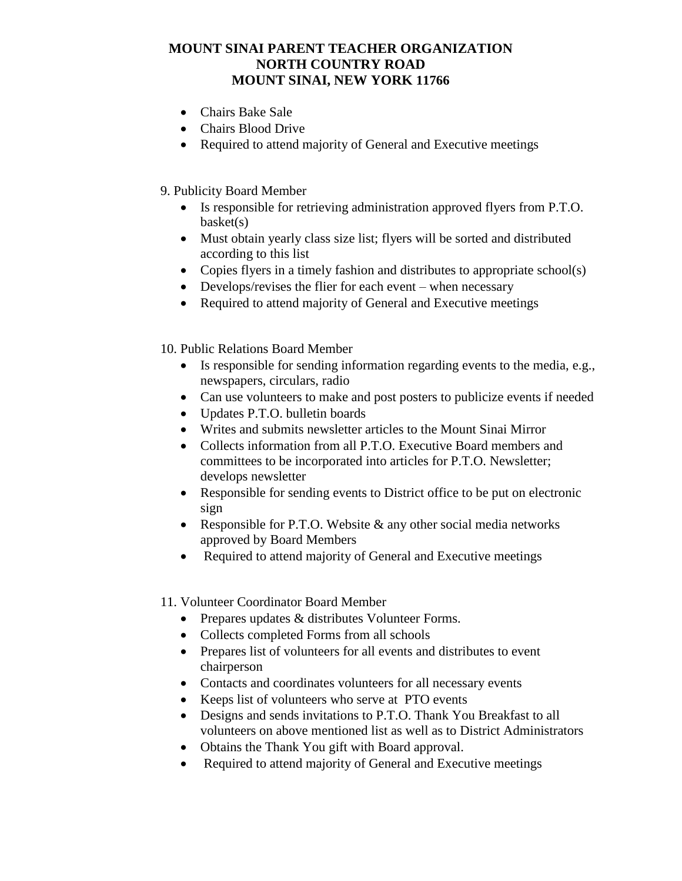**MOUNT SINAI PARENT TEACHER ORGANIZATION**
**NORTH COUNTRY ROAD**
**MOUNT SINAI, NEW YORK 11766**

- Chairs Bake Sale
- Chairs Blood Drive
- Required to attend majority of General and Executive meetings

9. Publicity Board Member
    - Is responsible for retrieving administration approved flyers from P.T.O. basket(s)
    - Must obtain yearly class size list; flyers will be sorted and distributed according to this list
    - Copies flyers in a timely fashion and distributes to appropriate school(s)
    - Develops/revises the flier for each event – when necessary
    - Required to attend majority of General and Executive meetings

10. Public Relations Board Member
    - Is responsible for sending information regarding events to the media, e.g., newspapers, circulars, radio
    - Can use volunteers to make and post posters to publicize events if needed
    - Updates P.T.O. bulletin boards
    - Writes and submits newsletter articles to the Mount Sinai Mirror
    - Collects information from all P.T.O. Executive Board members and committees to be incorporated into articles for P.T.O. Newsletter; develops newsletter
    - Responsible for sending events to District office to be put on electronic sign
    - Responsible for P.T.O. Website & any other social media networks approved by Board Members
    - Required to attend majority of General and Executive meetings

11. Volunteer Coordinator Board Member
    - Prepares updates & distributes Volunteer Forms.
    - Collects completed Forms from all schools
    - Prepares list of volunteers for all events and distributes to event chairperson
    - Contacts and coordinates volunteers for all necessary events
    - Keeps list of volunteers who serve at PTO events
    - Designs and sends invitations to P.T.O. Thank You Breakfast to all volunteers on above mentioned list as well as to District Administrators
    - Obtains the Thank You gift with Board approval.
    - Required to attend majority of General and Executive meetings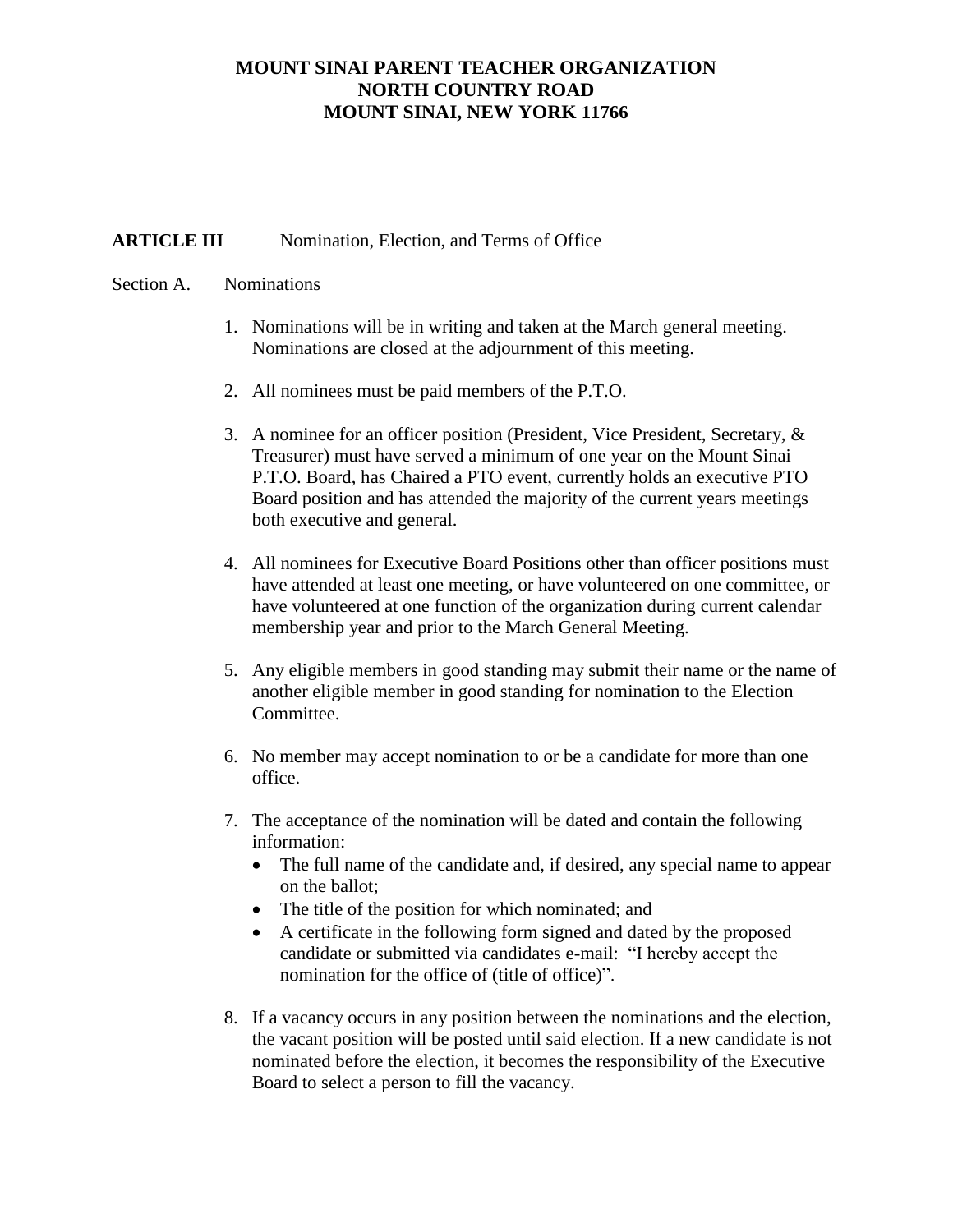**MOUNT SINAI PARENT TEACHER ORGANIZATION**
**NORTH COUNTRY ROAD**
**MOUNT SINAI, NEW YORK 11766**

**ARTICLE III** Nomination, Election, and Terms of Office

Section A. Nominations

1. Nominations will be in writing and taken at the March general meeting. Nominations are closed at the adjournment of this meeting.

2. All nominees must be paid members of the P.T.O.

3. A nominee for an officer position (President, Vice President, Secretary, & Treasurer) must have served a minimum of one year on the Mount Sinai P.T.O. Board, has Chaired a PTO event, currently holds an executive PTO Board position and has attended the majority of the current years meetings both executive and general.

4. All nominees for Executive Board Positions other than officer positions must have attended at least one meeting, or have volunteered on one committee, or have volunteered at one function of the organization during current calendar membership year and prior to the March General Meeting.

5. Any eligible members in good standing may submit their name or the name of another eligible member in good standing for nomination to the Election Committee.

6. No member may accept nomination to or be a candidate for more than one office.

7. The acceptance of the nomination will be dated and contain the following information:
   - The full name of the candidate and, if desired, any special name to appear on the ballot;
   - The title of the position for which nominated; and
   - A certificate in the following form signed and dated by the proposed candidate or submitted via candidates e-mail: "I hereby accept the nomination for the office of (title of office)".

8. If a vacancy occurs in any position between the nominations and the election, the vacant position will be posted until said election. If a new candidate is not nominated before the election, it becomes the responsibility of the Executive Board to select a person to fill the vacancy.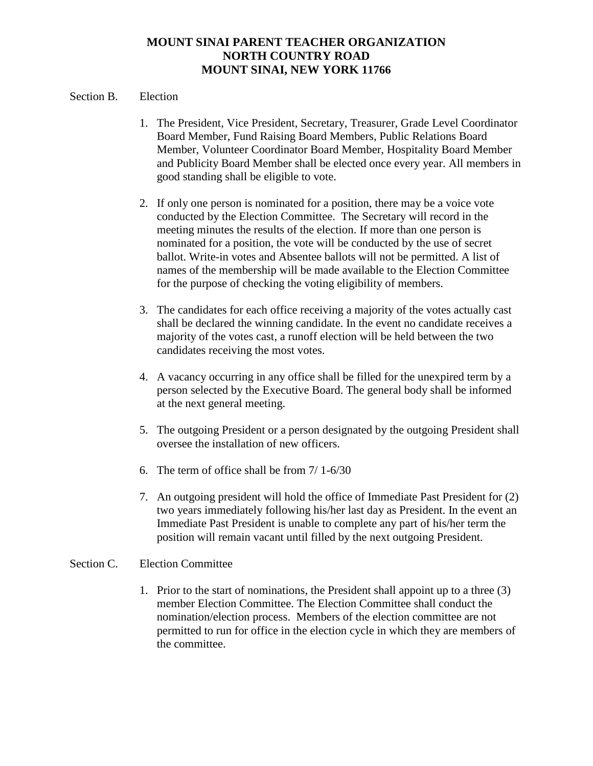**MOUNT SINAI PARENT TEACHER ORGANIZATION**
**NORTH COUNTRY ROAD**
**MOUNT SINAI, NEW YORK 11766**

Section B. Election

1. The President, Vice President, Secretary, Treasurer, Grade Level Coordinator Board Member, Fund Raising Board Members, Public Relations Board Member, Volunteer Coordinator Board Member, Hospitality Board Member and Publicity Board Member shall be elected once every year. All members in good standing shall be eligible to vote.

2. If only one person is nominated for a position, there may be a voice vote conducted by the Election Committee. The Secretary will record in the meeting minutes the results of the election. If more than one person is nominated for a position, the vote will be conducted by the use of secret ballot. Write-in votes and Absentee ballots will not be permitted. A list of names of the membership will be made available to the Election Committee for the purpose of checking the voting eligibility of members.

3. The candidates for each office receiving a majority of the votes actually cast shall be declared the winning candidate. In the event no candidate receives a majority of the votes cast, a runoff election will be held between the two candidates receiving the most votes.

4. A vacancy occurring in any office shall be filled for the unexpired term by a person selected by the Executive Board. The general body shall be informed at the next general meeting.

5. The outgoing President or a person designated by the outgoing President shall oversee the installation of new officers.

6. The term of office shall be from 7/ 1-6/30

7. An outgoing president will hold the office of Immediate Past President for (2) two years immediately following his/her last day as President. In the event an Immediate Past President is unable to complete any part of his/her term the position will remain vacant until filled by the next outgoing President.

Section C. Election Committee

1. Prior to the start of nominations, the President shall appoint up to a three (3) member Election Committee. The Election Committee shall conduct the nomination/election process. Members of the election committee are not permitted to run for office in the election cycle in which they are members of the committee.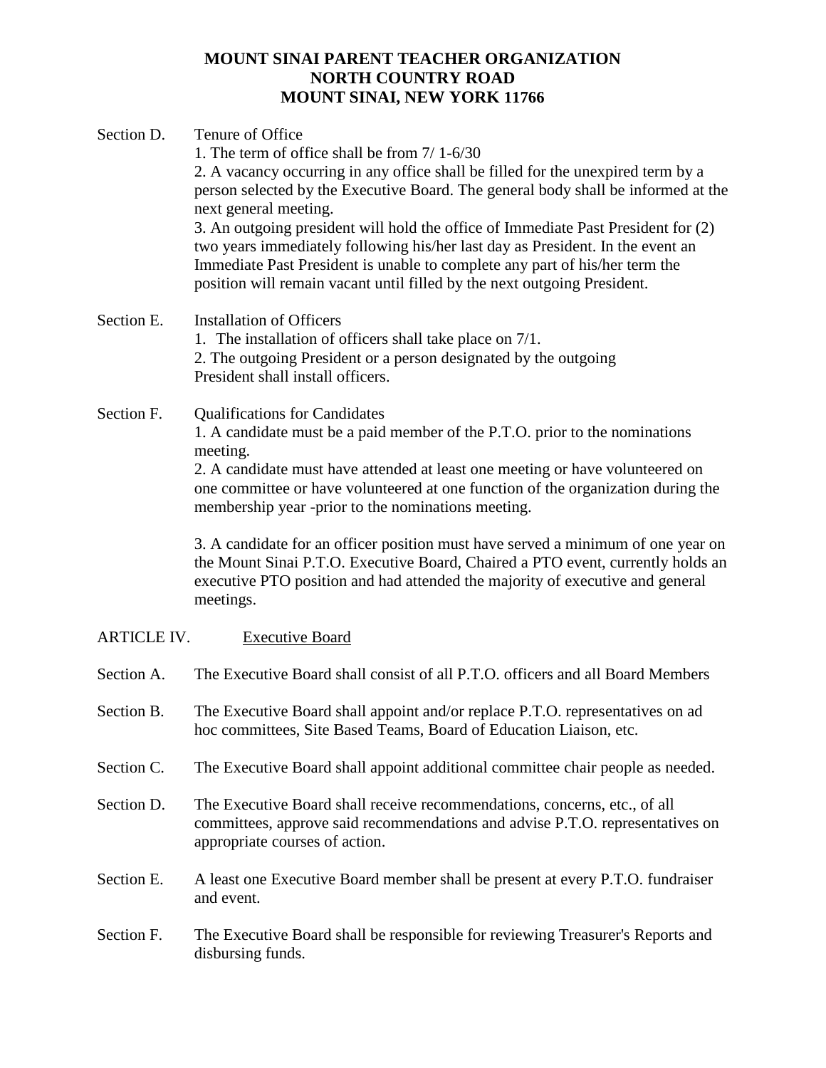**MOUNT SINAI PARENT TEACHER ORGANIZATION**
**NORTH COUNTRY ROAD**
**MOUNT SINAI, NEW YORK 11766**

Section D. Tenure of Office

1. The term of office shall be from 7/ 1-6/30
2. A vacancy occurring in any office shall be filled for the unexpired term by a person selected by the Executive Board. The general body shall be informed at the next general meeting.
3. An outgoing president will hold the office of Immediate Past President for (2) two years immediately following his/her last day as President. In the event an Immediate Past President is unable to complete any part of his/her term the position will remain vacant until filled by the next outgoing President.

Section E. Installation of Officers

1. The installation of officers shall take place on 7/1.
2. The outgoing President or a person designated by the outgoing President shall install officers.

Section F. Qualifications for Candidates

1. A candidate must be a paid member of the P.T.O. prior to the nominations meeting.
2. A candidate must have attended at least one meeting or have volunteered on one committee or have volunteered at one function of the organization during the membership year -prior to the nominations meeting.

3. A candidate for an officer position must have served a minimum of one year on the Mount Sinai P.T.O. Executive Board, Chaired a PTO event, currently holds an executive PTO position and had attended the majority of executive and general meetings.

ARTICLE IV. Executive Board

Section A. The Executive Board shall consist of all P.T.O. officers and all Board Members

Section B. The Executive Board shall appoint and/or replace P.T.O. representatives on ad hoc committees, Site Based Teams, Board of Education Liaison, etc.

Section C. The Executive Board shall appoint additional committee chair people as needed.

Section D. The Executive Board shall receive recommendations, concerns, etc., of all committees, approve said recommendations and advise P.T.O. representatives on appropriate courses of action.

Section E. A least one Executive Board member shall be present at every P.T.O. fundraiser and event.

Section F. The Executive Board shall be responsible for reviewing Treasurer's Reports and disbursing funds.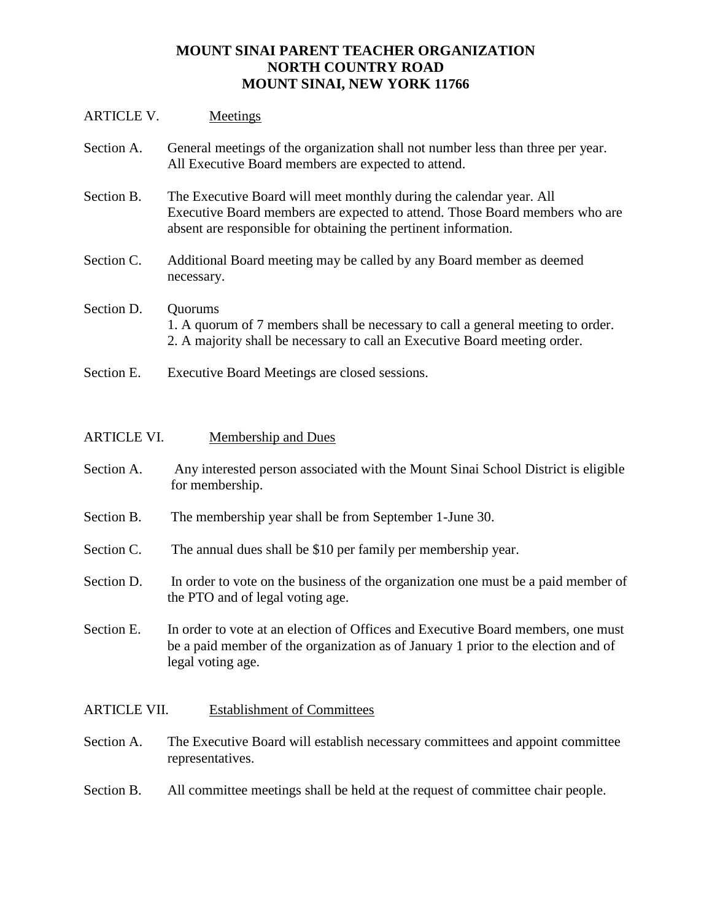**MOUNT SINAI PARENT TEACHER ORGANIZATION**
**NORTH COUNTRY ROAD**
**MOUNT SINAI, NEW YORK 11766**

ARTICLE V. Meetings

Section A. General meetings of the organization shall not number less than three per year. All Executive Board members are expected to attend.

Section B. The Executive Board will meet monthly during the calendar year. All Executive Board members are expected to attend. Those Board members who are absent are responsible for obtaining the pertinent information.

Section C. Additional Board meeting may be called by any Board member as deemed necessary.

Section D. Quorums
1. A quorum of 7 members shall be necessary to call a general meeting to order.
2. A majority shall be necessary to call an Executive Board meeting order.

Section E. Executive Board Meetings are closed sessions.

ARTICLE VI. Membership and Dues

Section A. Any interested person associated with the Mount Sinai School District is eligible for membership.

Section B. The membership year shall be from September 1-June 30.

Section C. The annual dues shall be $10 per family per membership year.

Section D. In order to vote on the business of the organization one must be a paid member of the PTO and of legal voting age.

Section E. In order to vote at an election of Offices and Executive Board members, one must be a paid member of the organization as of January 1 prior to the election and of legal voting age.

ARTICLE VII. Establishment of Committees

Section A. The Executive Board will establish necessary committees and appoint committee representatives.

Section B. All committee meetings shall be held at the request of committee chair people.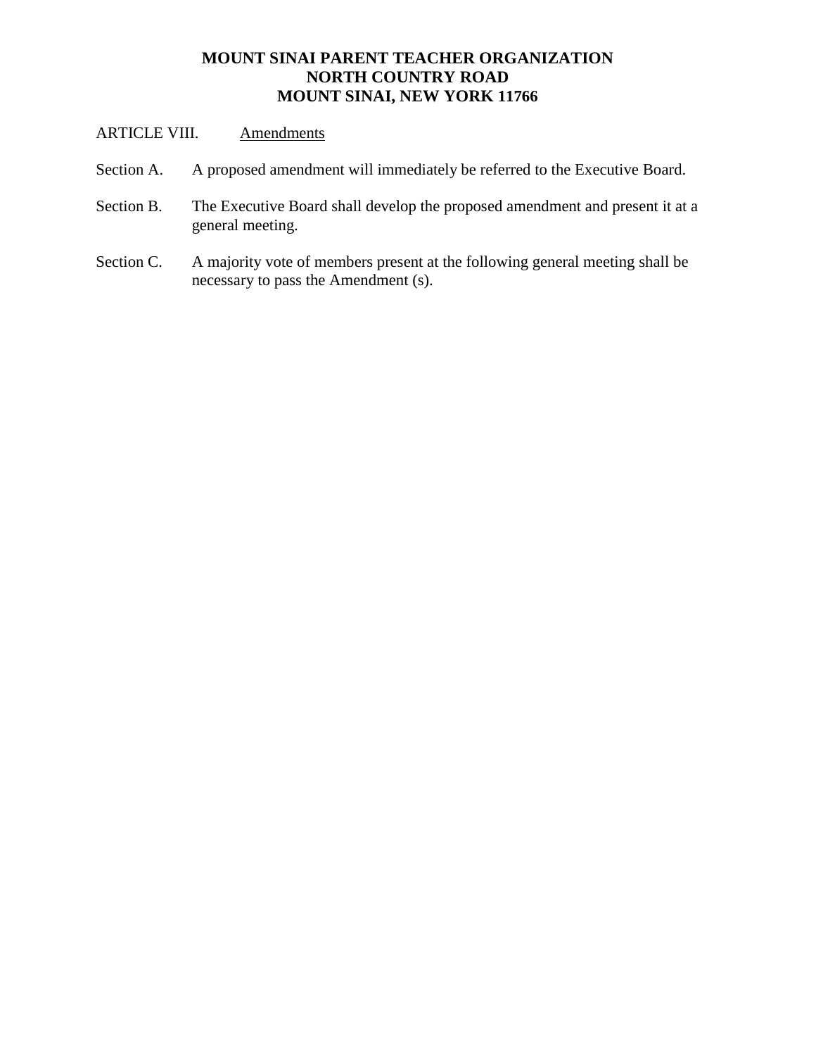**MOUNT SINAI PARENT TEACHER ORGANIZATION**
**NORTH COUNTRY ROAD**
**MOUNT SINAI, NEW YORK 11766**

ARTICLE VIII. Amendments

Section A. A proposed amendment will immediately be referred to the Executive Board.

Section B. The Executive Board shall develop the proposed amendment and present it at a general meeting.

Section C. A majority vote of members present at the following general meeting shall be necessary to pass the Amendment (s).